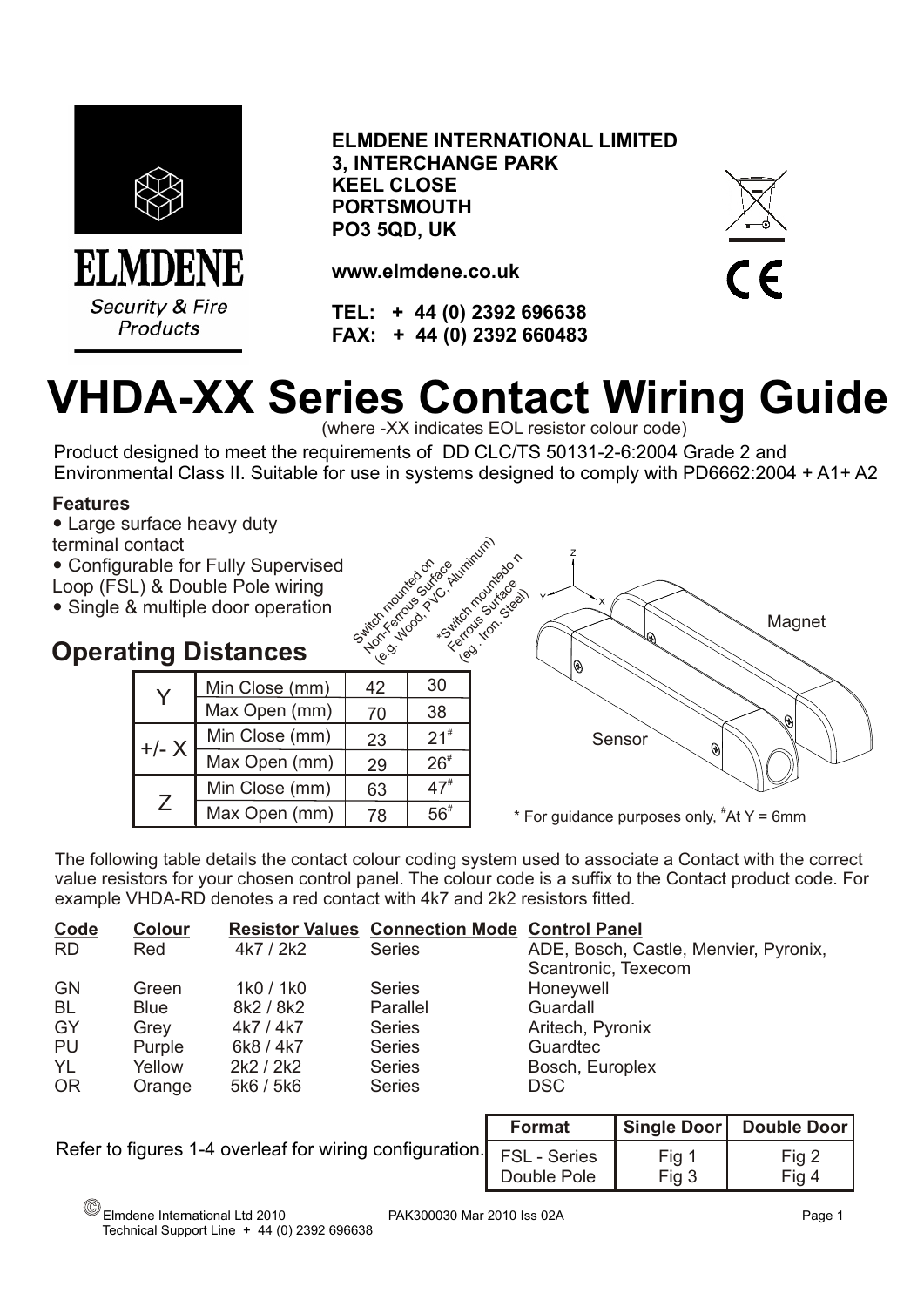ELMDENE

Security & Fire Products

**ELMDENE INTERNATIONAL LIMITED**
**3, INTERCHANGE PARK**
**KEEL CLOSE**
**PORTSMOUTH**
**PO3 5QD, UK**

**www.elmdene.co.uk**

**TEL: + 44 (0) 2392 696638**
**FAX: + 44 (0) 2392 660483**

# VHDA-XX Series Contact Wiring Guide

(where -XX indicates EOL resistor colour code)

Product designed to meet the requirements of DD CLC/TS 50131-2-6:2004 Grade 2 and Environmental Class II. Suitable for use in systems designed to comply with PD6662:2004 + A1+ A2

**Features**

- Large surface heavy duty terminal contact
- Configurable for Fully Supervised Loop (FSL) & Double Pole wiring
- Single & multiple door operation

## Operating Distances

| | | Switch mounted on Non-Ferrous Surface (e.g. Wood, PVC, Aluminum) | *Switch mountedo n Ferrous Surface (eg . Iron, Steel) |
|---|---|---|---|
| Y | Min Close (mm) | 42 | 30 |
| | Max Open (mm) | 70 | 38 |
| +/- X | Min Close (mm) | 23 | 21# |
| | Max Open (mm) | 29 | 26# |
| Z | Min Close (mm) | 63 | 47# |
| | Max Open (mm) | 78 | 56# |

Z
Y
X
Magnet
Sensor

\* For guidance purposes only, #At Y = 6mm

The following table details the contact colour coding system used to associate a Contact with the correct value resistors for your chosen control panel. The colour code is a suffix to the Contact product code. For example VHDA-RD denotes a red contact with 4k7 and 2k2 resistors fitted.

| Code | Colour | Resistor Values | Connection Mode | Control Panel |
|---|---|---|---|---|
| RD | Red | 4k7 / 2k2 | Series | ADE, Bosch, Castle, Menvier, Pyronix, Scantronic, Texecom |
| GN | Green | 1k0 / 1k0 | Series | Honeywell |
| BL | Blue | 8k2 / 8k2 | Parallel | Guardall |
| GY | Grey | 4k7 / 4k7 | Series | Aritech, Pyronix |
| PU | Purple | 6k8 / 4k7 | Series | Guardtec |
| YL | Yellow | 2k2 / 2k2 | Series | Bosch, Europlex |
| OR | Orange | 5k6 / 5k6 | Series | DSC |

Refer to figures 1-4 overleaf for wiring configuration.

| Format | Single Door | Double Door |
|---|---|---|
| FSL - Series | Fig 1 | Fig 2 |
| Double Pole | Fig 3 | Fig 4 |

© Elmdene International Ltd 2010 PAK300030 Mar 2010 Iss 02A
Technical Support Line + 44 (0) 2392 696638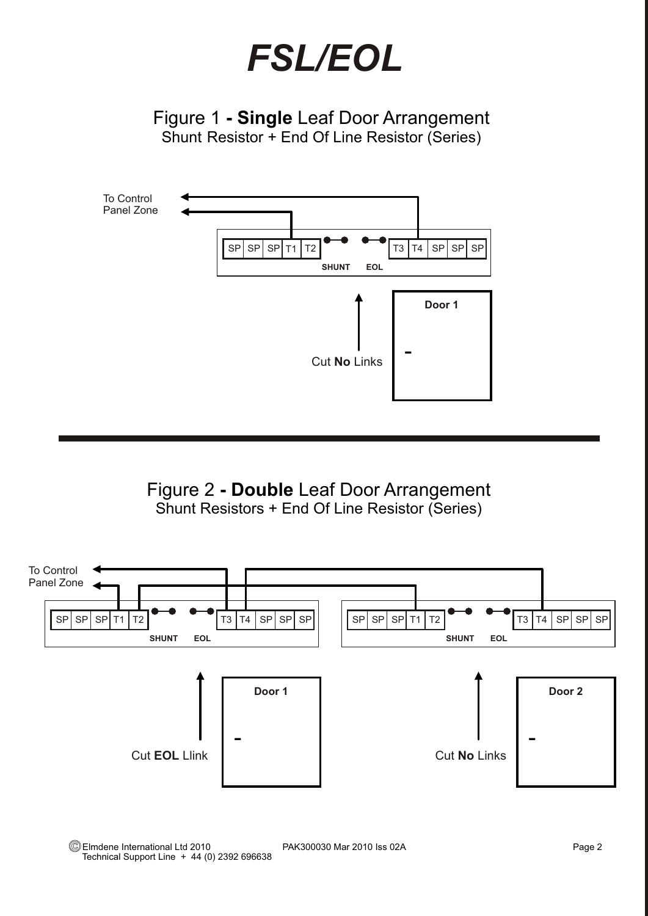# FSL/EOL

## Figure 1 - **Single** Leaf Door Arrangement

Shunt Resistor + End Of Line Resistor (Series)

To Control
Panel Zone

SP SP SP T1 T2 SHUNT EOL T3 T4 SP SP SP

Door 1

Cut **No** Links

## Figure 2 - **Double** Leaf Door Arrangement

Shunt Resistors + End Of Line Resistor (Series)

To Control
Panel Zone

SP SP SP T1 T2 SHUNT EOL T3 T4 SP SP SP

SP SP SP T1 T2 SHUNT EOL T3 T4 SP SP SP

Door 1

Cut **EOL** Llink

Door 2

Cut **No** Links

© Elmdene International Ltd 2010 PAK300030 Mar 2010 Iss 02A
Technical Support Line + 44 (0) 2392 696638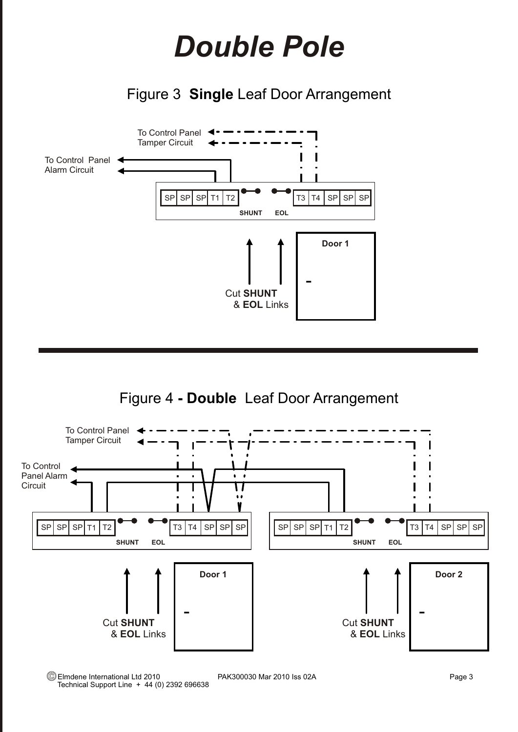# Double Pole

## Figure 3 **Single** Leaf Door Arrangement

To Control Panel
Tamper Circuit

To Control Panel
Alarm Circuit

SP SP SP T1 T2 T3 T4 SP SP SP

SHUNT EOL

Door 1

Cut **SHUNT**
& **EOL** Links

## Figure 4 - **Double** Leaf Door Arrangement

To Control Panel
Tamper Circuit

To Control
Panel Alarm
Circuit

SP SP SP T1 T2 T3 T4 SP SP SP

SHUNT EOL

SP SP SP T1 T2 T3 T4 SP SP SP

SHUNT EOL

Door 1

Cut **SHUNT**
& **EOL** Links

Door 2

Cut **SHUNT**
& **EOL** Links

© Elmdene International Ltd 2010 PAK300030 Mar 2010 Iss 02A
Technical Support Line + 44 (0) 2392 696638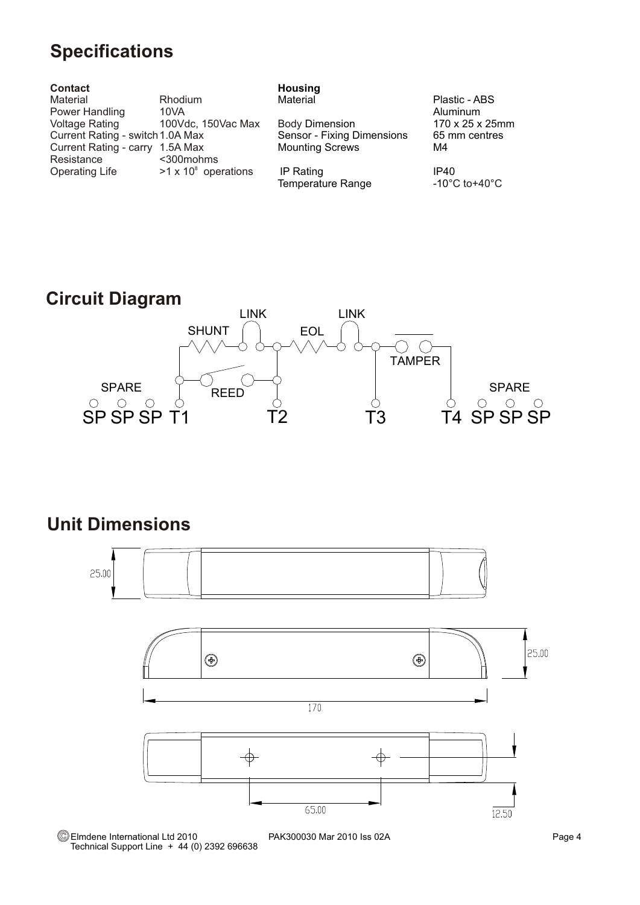## Specifications

| Contact | |
|---|---|
| Material | Rhodium |
| Power Handling | 10VA |
| Voltage Rating | 100Vdc, 150Vac Max |
| Current Rating - switch | 1.0A Max |
| Current Rating - carry | 1.5A Max |
| Resistance | <300mohms |
| Operating Life | >1 x $10^8$ operations |

| Housing | |
|---|---|
| Material | Plastic - ABS |
| | Aluminum |
| Body Dimension | 170 x 25 x 25mm |
| Sensor - Fixing Dimensions | 65 mm centres |
| Mounting Screws | M4 |
| IP Rating | IP40 |
| Temperature Range | -10°C to+40°C |

## Circuit Diagram

LINK
LINK
SHUNT
EOL
TAMPER
SPARE
REED
SPARE
SP SP SP T1 T2 T3 T4 SP SP SP

## Unit Dimensions

25.00
25.00
170
65.00
12.50

© Elmdene International Ltd 2010
Technical Support Line + 44 (0) 2392 696638

PAK300030 Mar 2010 Iss 02A